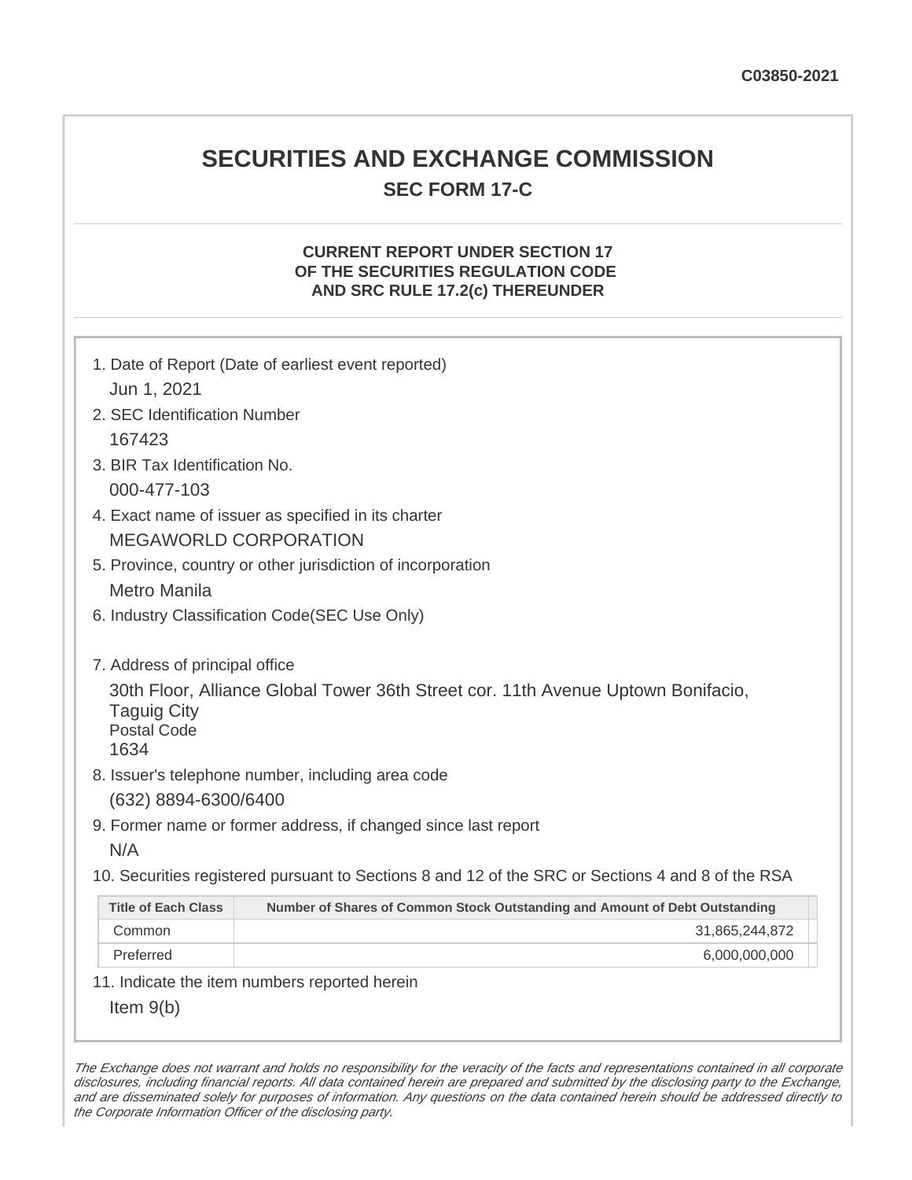C03850-2021

# SECURITIES AND EXCHANGE COMMISSION

## SEC FORM 17-C

### CURRENT REPORT UNDER SECTION 17 OF THE SECURITIES REGULATION CODE AND SRC RULE 17.2(c) THEREUNDER

1. Date of Report (Date of earliest event reported)
   Jun 1, 2021
2. SEC Identification Number
   167423
3. BIR Tax Identification No.
   000-477-103
4. Exact name of issuer as specified in its charter
   MEGAWORLD CORPORATION
5. Province, country or other jurisdiction of incorporation
   Metro Manila
6. Industry Classification Code(SEC Use Only)

7. Address of principal office
   30th Floor, Alliance Global Tower 36th Street cor. 11th Avenue Uptown Bonifacio, Taguig City
   Postal Code
   1634
8. Issuer's telephone number, including area code
   (632) 8894-6300/6400
9. Former name or former address, if changed since last report
   N/A
10. Securities registered pursuant to Sections 8 and 12 of the SRC or Sections 4 and 8 of the RSA

| Title of Each Class | Number of Shares of Common Stock Outstanding and Amount of Debt Outstanding |
|---|---|
| Common | 31,865,244,872 |
| Preferred | 6,000,000,000 |

11. Indicate the item numbers reported herein
    Item 9(b)

*The Exchange does not warrant and holds no responsibility for the veracity of the facts and representations contained in all corporate disclosures, including financial reports. All data contained herein are prepared and submitted by the disclosing party to the Exchange, and are disseminated solely for purposes of information. Any questions on the data contained herein should be addressed directly to the Corporate Information Officer of the disclosing party.*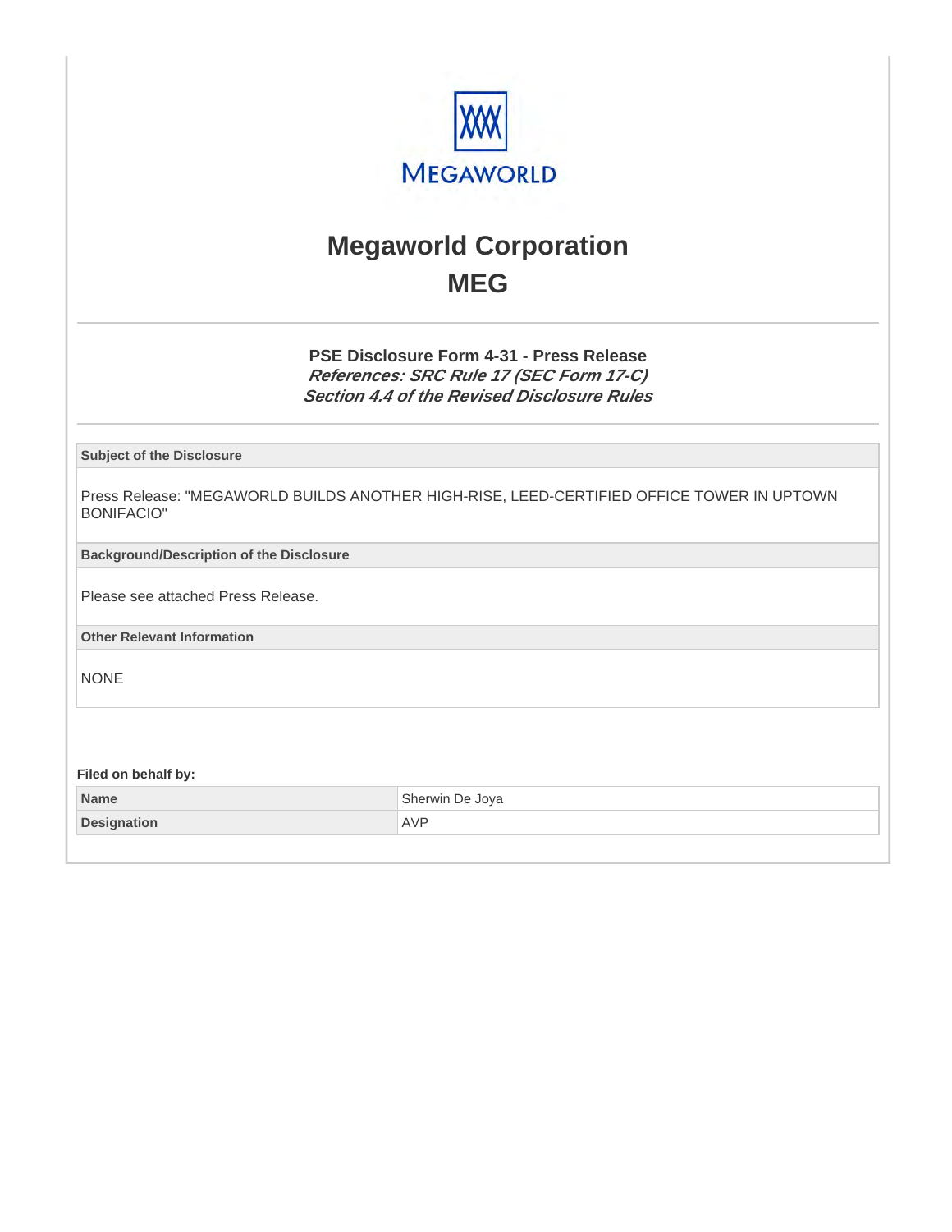# Megaworld Corporation

## MEG

### PSE Disclosure Form 4-31 - Press Release

***References: SRC Rule 17 (SEC Form 17-C)***
***Section 4.4 of the Revised Disclosure Rules***

**Subject of the Disclosure**

Press Release: "MEGAWORLD BUILDS ANOTHER HIGH-RISE, LEED-CERTIFIED OFFICE TOWER IN UPTOWN BONIFACIO"

**Background/Description of the Disclosure**

Please see attached Press Release.

**Other Relevant Information**

NONE

**Filed on behalf by:**

| | |
|---|---|
| **Name** | Sherwin De Joya |
| **Designation** | AVP |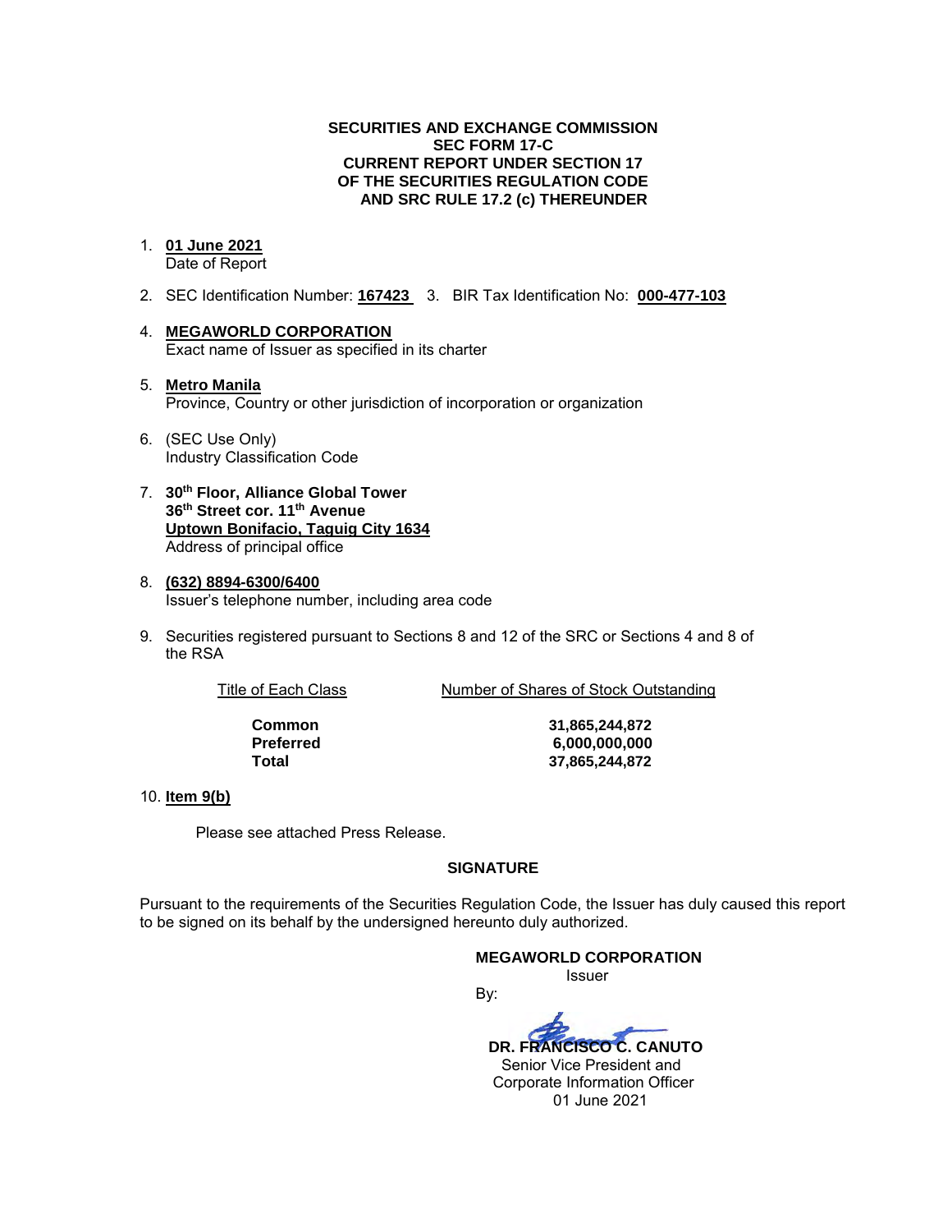**SECURITIES AND EXCHANGE COMMISSION**
**SEC FORM 17-C**
**CURRENT REPORT UNDER SECTION 17**
**OF THE SECURITIES REGULATION CODE**
**AND SRC RULE 17.2 (c) THEREUNDER**

1. **01 June 2021**
   Date of Report

2. SEC Identification Number: **167423** 3. BIR Tax Identification No: **000-477-103**

4. **MEGAWORLD CORPORATION**
   Exact name of Issuer as specified in its charter

5. **Metro Manila**
   Province, Country or other jurisdiction of incorporation or organization

6. (SEC Use Only)
   Industry Classification Code

7. **30th Floor, Alliance Global Tower**
   **36th Street cor. 11th Avenue**
   **Uptown Bonifacio, Taguig City 1634**
   Address of principal office

8. **(632) 8894-6300/6400**
   Issuer's telephone number, including area code

9. Securities registered pursuant to Sections 8 and 12 of the SRC or Sections 4 and 8 of the RSA

| Title of Each Class | Number of Shares of Stock Outstanding |
|---|---|
| **Common** | **31,865,244,872** |
| **Preferred** | **6,000,000,000** |
| **Total** | **37,865,244,872** |

10. **Item 9(b)**

    Please see attached Press Release.

**SIGNATURE**

Pursuant to the requirements of the Securities Regulation Code, the Issuer has duly caused this report to be signed on its behalf by the undersigned hereunto duly authorized.

**MEGAWORLD CORPORATION**
Issuer

By:

**DR. FRANCISCO C. CANUTO**
Senior Vice President and
Corporate Information Officer
01 June 2021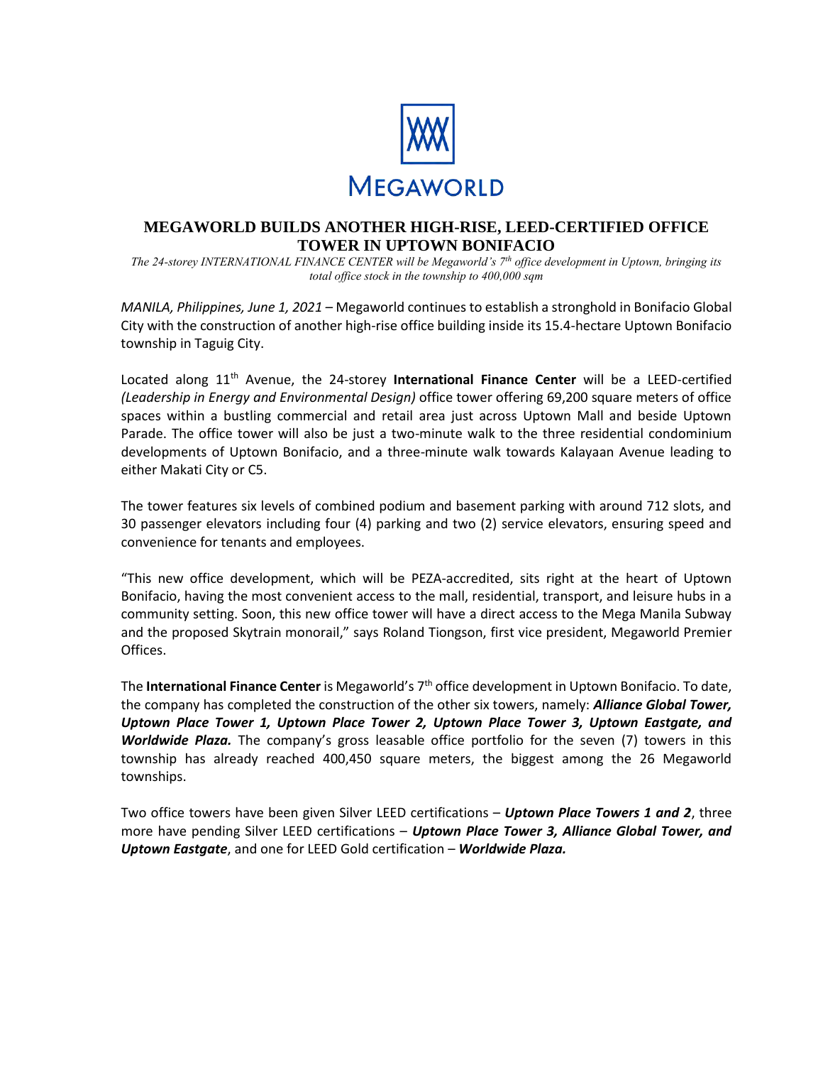MEGAWORLD

# MEGAWORLD BUILDS ANOTHER HIGH-RISE, LEED-CERTIFIED OFFICE TOWER IN UPTOWN BONIFACIO

*The 24-storey INTERNATIONAL FINANCE CENTER will be Megaworld's 7th office development in Uptown, bringing its total office stock in the township to 400,000 sqm*

*MANILA, Philippines, June 1, 2021* – Megaworld continues to establish a stronghold in Bonifacio Global City with the construction of another high-rise office building inside its 15.4-hectare Uptown Bonifacio township in Taguig City.

Located along 11th Avenue, the 24-storey **International Finance Center** will be a LEED-certified *(Leadership in Energy and Environmental Design)* office tower offering 69,200 square meters of office spaces within a bustling commercial and retail area just across Uptown Mall and beside Uptown Parade. The office tower will also be just a two-minute walk to the three residential condominium developments of Uptown Bonifacio, and a three-minute walk towards Kalayaan Avenue leading to either Makati City or C5.

The tower features six levels of combined podium and basement parking with around 712 slots, and 30 passenger elevators including four (4) parking and two (2) service elevators, ensuring speed and convenience for tenants and employees.

"This new office development, which will be PEZA-accredited, sits right at the heart of Uptown Bonifacio, having the most convenient access to the mall, residential, transport, and leisure hubs in a community setting. Soon, this new office tower will have a direct access to the Mega Manila Subway and the proposed Skytrain monorail," says Roland Tiongson, first vice president, Megaworld Premier Offices.

The **International Finance Center** is Megaworld's 7th office development in Uptown Bonifacio. To date, the company has completed the construction of the other six towers, namely: ***Alliance Global Tower, Uptown Place Tower 1, Uptown Place Tower 2, Uptown Place Tower 3, Uptown Eastgate, and Worldwide Plaza.*** The company's gross leasable office portfolio for the seven (7) towers in this township has already reached 400,450 square meters, the biggest among the 26 Megaworld townships.

Two office towers have been given Silver LEED certifications – ***Uptown Place Towers 1 and 2***, three more have pending Silver LEED certifications – ***Uptown Place Tower 3, Alliance Global Tower, and Uptown Eastgate***, and one for LEED Gold certification – ***Worldwide Plaza.***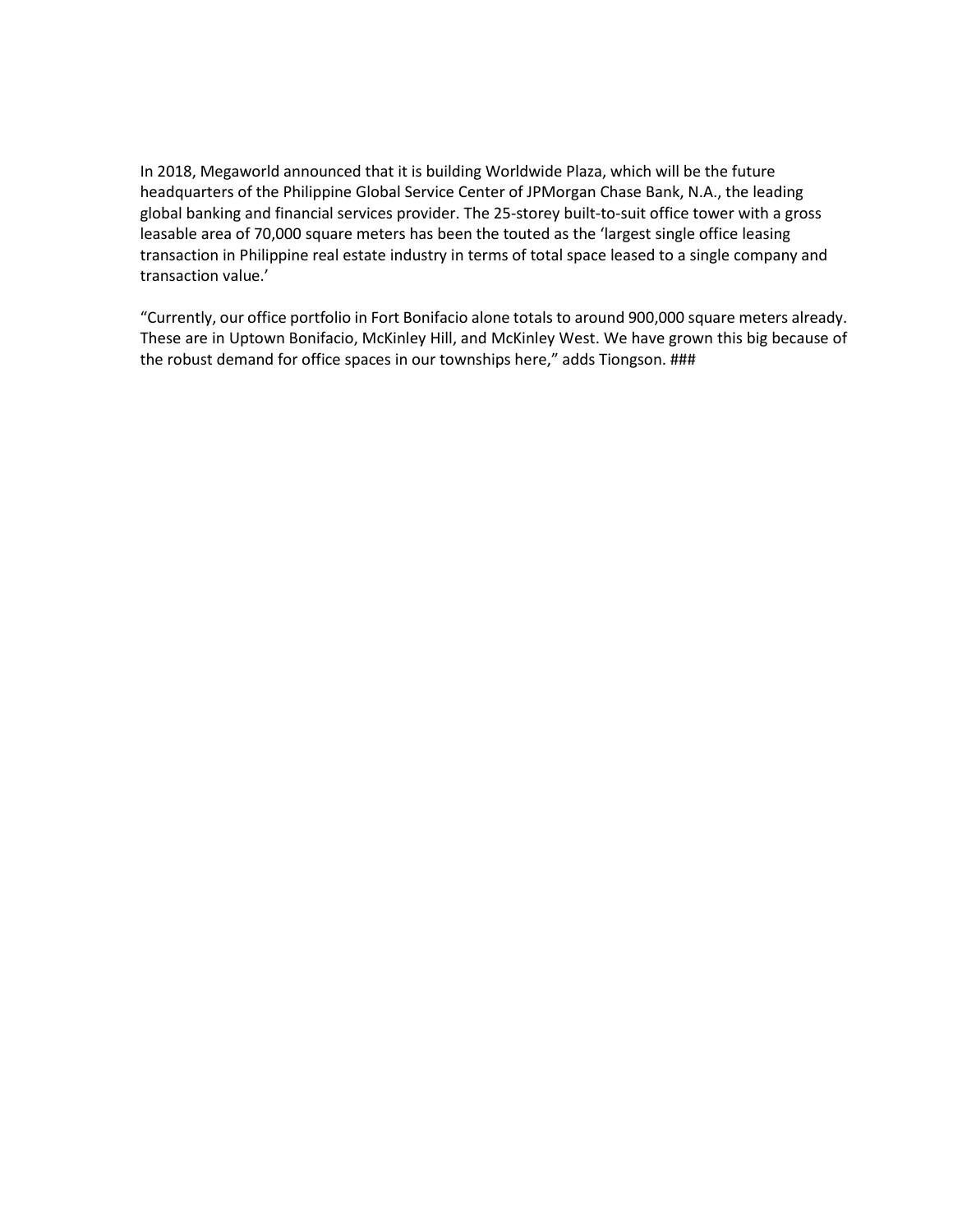In 2018, Megaworld announced that it is building Worldwide Plaza, which will be the future headquarters of the Philippine Global Service Center of JPMorgan Chase Bank, N.A., the leading global banking and financial services provider. The 25-storey built-to-suit office tower with a gross leasable area of 70,000 square meters has been the touted as the 'largest single office leasing transaction in Philippine real estate industry in terms of total space leased to a single company and transaction value.'

"Currently, our office portfolio in Fort Bonifacio alone totals to around 900,000 square meters already. These are in Uptown Bonifacio, McKinley Hill, and McKinley West. We have grown this big because of the robust demand for office spaces in our townships here," adds Tiongson. ###